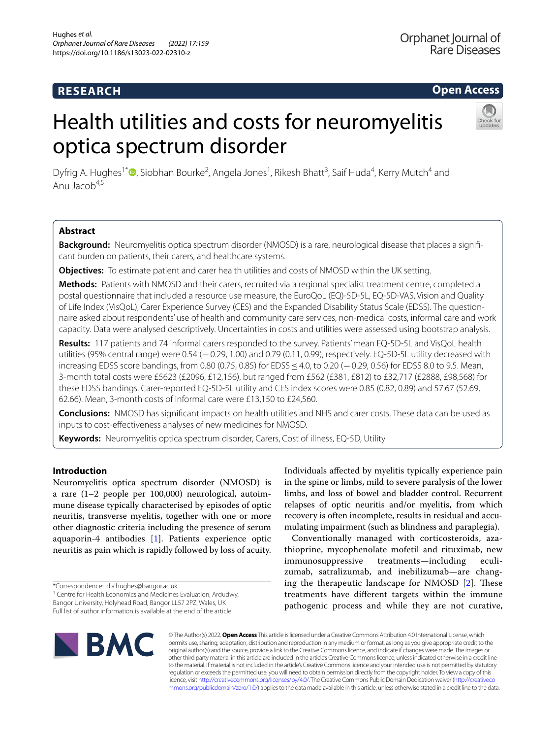RESEARCH

Open Access

# Health utilities and costs for neuromyelitis optica spectrum disorder

Dyfrig A. Hughes[1*], Siobhan Bourke[2], Angela Jones[1], Rikesh Bhatt[3], Saif Huda[4], Kerry Mutch[4] and Anu Jacob[4,5]

## Abstract

**Background:** Neuromyelitis optica spectrum disorder (NMOSD) is a rare, neurological disease that places a significant burden on patients, their carers, and healthcare systems.

**Objectives:** To estimate patient and carer health utilities and costs of NMOSD within the UK setting.

**Methods:** Patients with NMOSD and their carers, recruited via a regional specialist treatment centre, completed a postal questionnaire that included a resource use measure, the EuroQoL (EQ)-5D-5L, EQ-5D-VAS, Vision and Quality of Life Index (VisQoL), Carer Experience Survey (CES) and the Expanded Disability Status Scale (EDSS). The questionnaire asked about respondents' use of health and community care services, non-medical costs, informal care and work capacity. Data were analysed descriptively. Uncertainties in costs and utilities were assessed using bootstrap analysis.

**Results:** 117 patients and 74 informal carers responded to the survey. Patients' mean EQ-5D-5L and VisQoL health utilities (95% central range) were 0.54 (−0.29, 1.00) and 0.79 (0.11, 0.99), respectively. EQ-5D-5L utility decreased with increasing EDSS score bandings, from 0.80 (0.75, 0.85) for EDSS ≤ 4.0, to 0.20 (−0.29, 0.56) for EDSS 8.0 to 9.5. Mean, 3-month total costs were £5623 (£2096, £12,156), but ranged from £562 (£381, £812) to £32,717 (£2888, £98,568) for these EDSS bandings. Carer-reported EQ-5D-5L utility and CES index scores were 0.85 (0.82, 0.89) and 57.67 (52.69, 62.66). Mean, 3-month costs of informal care were £13,150 to £24,560.

**Conclusions:** NMOSD has significant impacts on health utilities and NHS and carer costs. These data can be used as inputs to cost-effectiveness analyses of new medicines for NMOSD.

**Keywords:** Neuromyelitis optica spectrum disorder, Carers, Cost of illness, EQ-5D, Utility

## Introduction

Neuromyelitis optica spectrum disorder (NMOSD) is a rare (1–2 people per 100,000) neurological, autoimmune disease typically characterised by episodes of optic neuritis, transverse myelitis, together with one or more other diagnostic criteria including the presence of serum aquaporin-4 antibodies [1]. Patients experience optic neuritis as pain which is rapidly followed by loss of acuity. Individuals affected by myelitis typically experience pain in the spine or limbs, mild to severe paralysis of the lower limbs, and loss of bowel and bladder control. Recurrent relapses of optic neuritis and/or myelitis, from which recovery is often incomplete, results in residual and accumulating impairment (such as blindness and paraplegia).

Conventionally managed with corticosteroids, azathioprine, mycophenolate mofetil and rituximab, new immunosuppressive treatments—including eculizumab, satralizumab, and inebilizumab—are changing the therapeutic landscape for NMOSD [2]. These treatments have different targets within the immune pathogenic process and while they are not curative,

*Correspondence: d.a.hughes@bangor.ac.uk

[1] Centre for Health Economics and Medicines Evaluation, Ardudwy, Bangor University, Holyhead Road, Bangor LL57 2PZ, Wales, UK

Full list of author information is available at the end of the article

© The Author(s) 2022. **Open Access** This article is licensed under a Creative Commons Attribution 4.0 International License, which permits use, sharing, adaptation, distribution and reproduction in any medium or format, as long as you give appropriate credit to the original author(s) and the source, provide a link to the Creative Commons licence, and indicate if changes were made. The images or other third party material in this article are included in the article's Creative Commons licence, unless indicated otherwise in a credit line to the material. If material is not included in the article's Creative Commons licence and your intended use is not permitted by statutory regulation or exceeds the permitted use, you will need to obtain permission directly from the copyright holder. To view a copy of this licence, visit http://creativecommons.org/licenses/by/4.0/. The Creative Commons Public Domain Dedication waiver (http://creativecommons.org/publicdomain/zero/1.0/) applies to the data made available in this article, unless otherwise stated in a credit line to the data.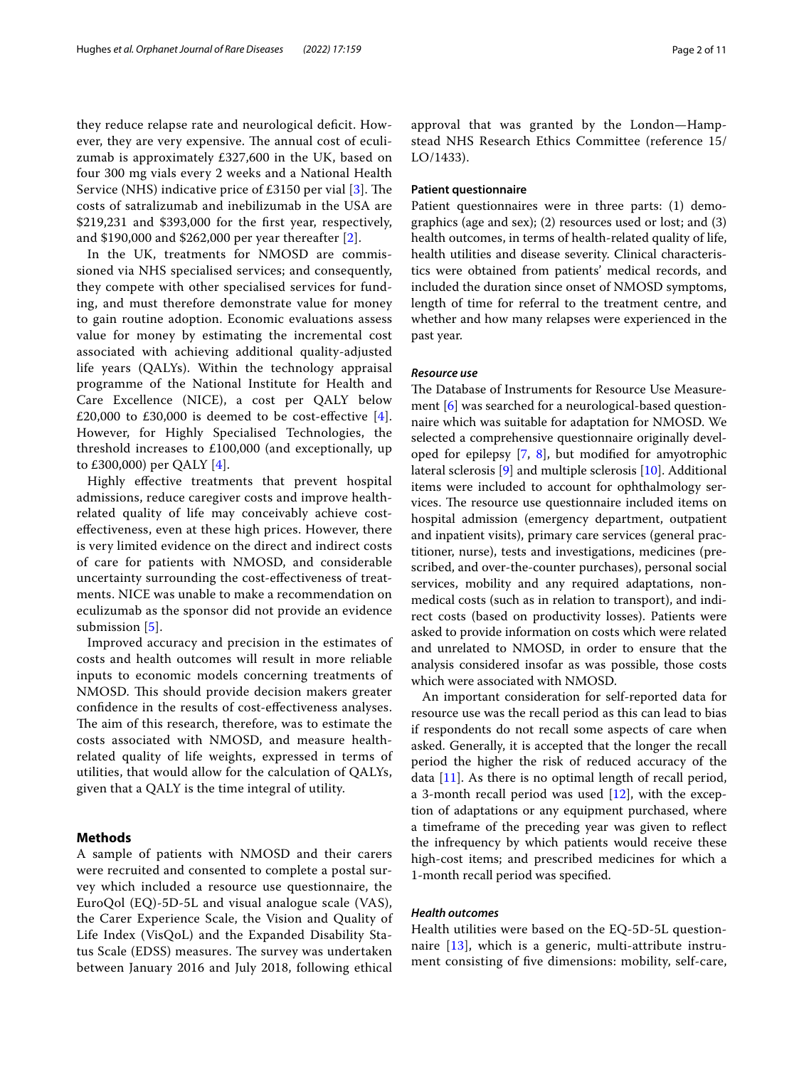they reduce relapse rate and neurological deficit. However, they are very expensive. The annual cost of eculizumab is approximately £327,600 in the UK, based on four 300 mg vials every 2 weeks and a National Health Service (NHS) indicative price of £3150 per vial [3]. The costs of satralizumab and inebilizumab in the USA are $219,231 and $393,000 for the first year, respectively, and $190,000 and $262,000 per year thereafter [2].

In the UK, treatments for NMOSD are commissioned via NHS specialised services; and consequently, they compete with other specialised services for funding, and must therefore demonstrate value for money to gain routine adoption. Economic evaluations assess value for money by estimating the incremental cost associated with achieving additional quality-adjusted life years (QALYs). Within the technology appraisal programme of the National Institute for Health and Care Excellence (NICE), a cost per QALY below £20,000 to £30,000 is deemed to be cost-effective [4]. However, for Highly Specialised Technologies, the threshold increases to £100,000 (and exceptionally, up to £300,000) per QALY [4].

Highly effective treatments that prevent hospital admissions, reduce caregiver costs and improve health-related quality of life may conceivably achieve cost-effectiveness, even at these high prices. However, there is very limited evidence on the direct and indirect costs of care for patients with NMOSD, and considerable uncertainty surrounding the cost-effectiveness of treatments. NICE was unable to make a recommendation on eculizumab as the sponsor did not provide an evidence submission [5].

Improved accuracy and precision in the estimates of costs and health outcomes will result in more reliable inputs to economic models concerning treatments of NMOSD. This should provide decision makers greater confidence in the results of cost-effectiveness analyses. The aim of this research, therefore, was to estimate the costs associated with NMOSD, and measure health-related quality of life weights, expressed in terms of utilities, that would allow for the calculation of QALYs, given that a QALY is the time integral of utility.

## Methods

A sample of patients with NMOSD and their carers were recruited and consented to complete a postal survey which included a resource use questionnaire, the EuroQol (EQ)-5D-5L and visual analogue scale (VAS), the Carer Experience Scale, the Vision and Quality of Life Index (VisQoL) and the Expanded Disability Status Scale (EDSS) measures. The survey was undertaken between January 2016 and July 2018, following ethical approval that was granted by the London—Hampstead NHS Research Ethics Committee (reference 15/LO/1433).

### Patient questionnaire

Patient questionnaires were in three parts: (1) demographics (age and sex); (2) resources used or lost; and (3) health outcomes, in terms of health-related quality of life, health utilities and disease severity. Clinical characteristics were obtained from patients' medical records, and included the duration since onset of NMOSD symptoms, length of time for referral to the treatment centre, and whether and how many relapses were experienced in the past year.

#### *Resource use*

The Database of Instruments for Resource Use Measurement [6] was searched for a neurological-based questionnaire which was suitable for adaptation for NMOSD. We selected a comprehensive questionnaire originally developed for epilepsy [7, 8], but modified for amyotrophic lateral sclerosis [9] and multiple sclerosis [10]. Additional items were included to account for ophthalmology services. The resource use questionnaire included items on hospital admission (emergency department, outpatient and inpatient visits), primary care services (general practitioner, nurse), tests and investigations, medicines (prescribed, and over-the-counter purchases), personal social services, mobility and any required adaptations, non-medical costs (such as in relation to transport), and indirect costs (based on productivity losses). Patients were asked to provide information on costs which were related and unrelated to NMOSD, in order to ensure that the analysis considered insofar as was possible, those costs which were associated with NMOSD.

An important consideration for self-reported data for resource use was the recall period as this can lead to bias if respondents do not recall some aspects of care when asked. Generally, it is accepted that the longer the recall period the higher the risk of reduced accuracy of the data [11]. As there is no optimal length of recall period, a 3-month recall period was used [12], with the exception of adaptations or any equipment purchased, where a timeframe of the preceding year was given to reflect the infrequency by which patients would receive these high-cost items; and prescribed medicines for which a 1-month recall period was specified.

#### *Health outcomes*

Health utilities were based on the EQ-5D-5L questionnaire [13], which is a generic, multi-attribute instrument consisting of five dimensions: mobility, self-care,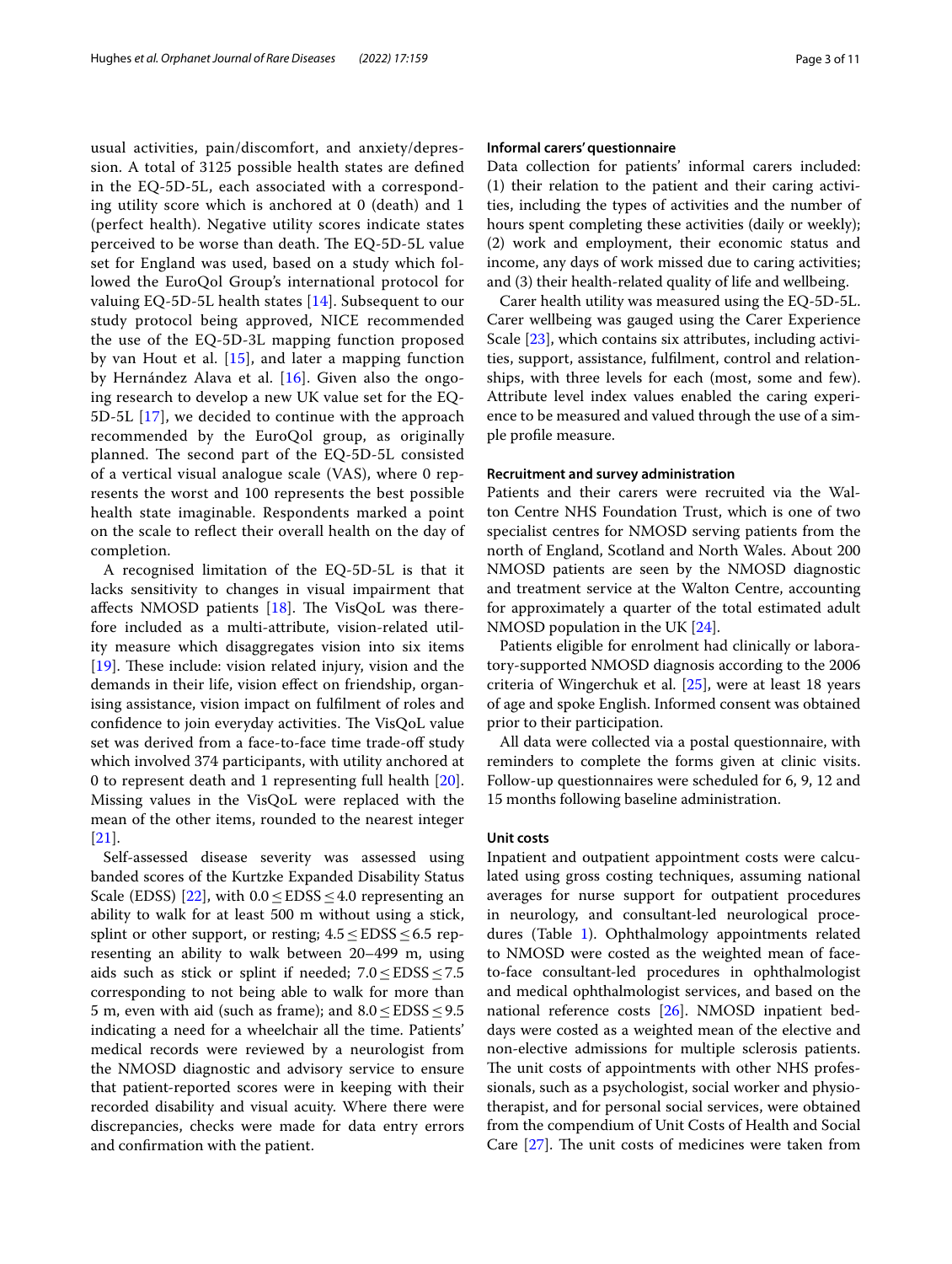usual activities, pain/discomfort, and anxiety/depression. A total of 3125 possible health states are defined in the EQ-5D-5L, each associated with a corresponding utility score which is anchored at 0 (death) and 1 (perfect health). Negative utility scores indicate states perceived to be worse than death. The EQ-5D-5L value set for England was used, based on a study which followed the EuroQol Group's international protocol for valuing EQ-5D-5L health states [14]. Subsequent to our study protocol being approved, NICE recommended the use of the EQ-5D-3L mapping function proposed by van Hout et al. [15], and later a mapping function by Hernández Alava et al. [16]. Given also the ongoing research to develop a new UK value set for the EQ-5D-5L [17], we decided to continue with the approach recommended by the EuroQol group, as originally planned. The second part of the EQ-5D-5L consisted of a vertical visual analogue scale (VAS), where 0 represents the worst and 100 represents the best possible health state imaginable. Respondents marked a point on the scale to reflect their overall health on the day of completion.

A recognised limitation of the EQ-5D-5L is that it lacks sensitivity to changes in visual impairment that affects NMOSD patients [18]. The VisQoL was therefore included as a multi-attribute, vision-related utility measure which disaggregates vision into six items [19]. These include: vision related injury, vision and the demands in their life, vision effect on friendship, organising assistance, vision impact on fulfilment of roles and confidence to join everyday activities. The VisQoL value set was derived from a face-to-face time trade-off study which involved 374 participants, with utility anchored at 0 to represent death and 1 representing full health [20]. Missing values in the VisQoL were replaced with the mean of the other items, rounded to the nearest integer [21].

Self-assessed disease severity was assessed using banded scores of the Kurtzke Expanded Disability Status Scale (EDSS) [22], with $0.0 \leq \text{EDSS} \leq 4.0$ representing an ability to walk for at least 500 m without using a stick, splint or other support, or resting; $4.5 \leq \text{EDSS} \leq 6.5$ representing an ability to walk between 20–499 m, using aids such as stick or splint if needed; $7.0 \leq \text{EDSS} \leq 7.5$ corresponding to not being able to walk for more than 5 m, even with aid (such as frame); and $8.0 \leq \text{EDSS} \leq 9.5$ indicating a need for a wheelchair all the time. Patients' medical records were reviewed by a neurologist from the NMOSD diagnostic and advisory service to ensure that patient-reported scores were in keeping with their recorded disability and visual acuity. Where there were discrepancies, checks were made for data entry errors and confirmation with the patient.

#### Informal carers' questionnaire

Data collection for patients' informal carers included: (1) their relation to the patient and their caring activities, including the types of activities and the number of hours spent completing these activities (daily or weekly); (2) work and employment, their economic status and income, any days of work missed due to caring activities; and (3) their health-related quality of life and wellbeing.

Carer health utility was measured using the EQ-5D-5L. Carer wellbeing was gauged using the Carer Experience Scale [23], which contains six attributes, including activities, support, assistance, fulfilment, control and relationships, with three levels for each (most, some and few). Attribute level index values enabled the caring experience to be measured and valued through the use of a simple profile measure.

#### Recruitment and survey administration

Patients and their carers were recruited via the Walton Centre NHS Foundation Trust, which is one of two specialist centres for NMOSD serving patients from the north of England, Scotland and North Wales. About 200 NMOSD patients are seen by the NMOSD diagnostic and treatment service at the Walton Centre, accounting for approximately a quarter of the total estimated adult NMOSD population in the UK [24].

Patients eligible for enrolment had clinically or laboratory-supported NMOSD diagnosis according to the 2006 criteria of Wingerchuk et al. [25], were at least 18 years of age and spoke English. Informed consent was obtained prior to their participation.

All data were collected via a postal questionnaire, with reminders to complete the forms given at clinic visits. Follow-up questionnaires were scheduled for 6, 9, 12 and 15 months following baseline administration.

#### Unit costs

Inpatient and outpatient appointment costs were calculated using gross costing techniques, assuming national averages for nurse support for outpatient procedures in neurology, and consultant-led neurological procedures (Table 1). Ophthalmology appointments related to NMOSD were costed as the weighted mean of face-to-face consultant-led procedures in ophthalmologist and medical ophthalmologist services, and based on the national reference costs [26]. NMOSD inpatient bed-days were costed as a weighted mean of the elective and non-elective admissions for multiple sclerosis patients. The unit costs of appointments with other NHS professionals, such as a psychologist, social worker and physiotherapist, and for personal social services, were obtained from the compendium of Unit Costs of Health and Social Care [27]. The unit costs of medicines were taken from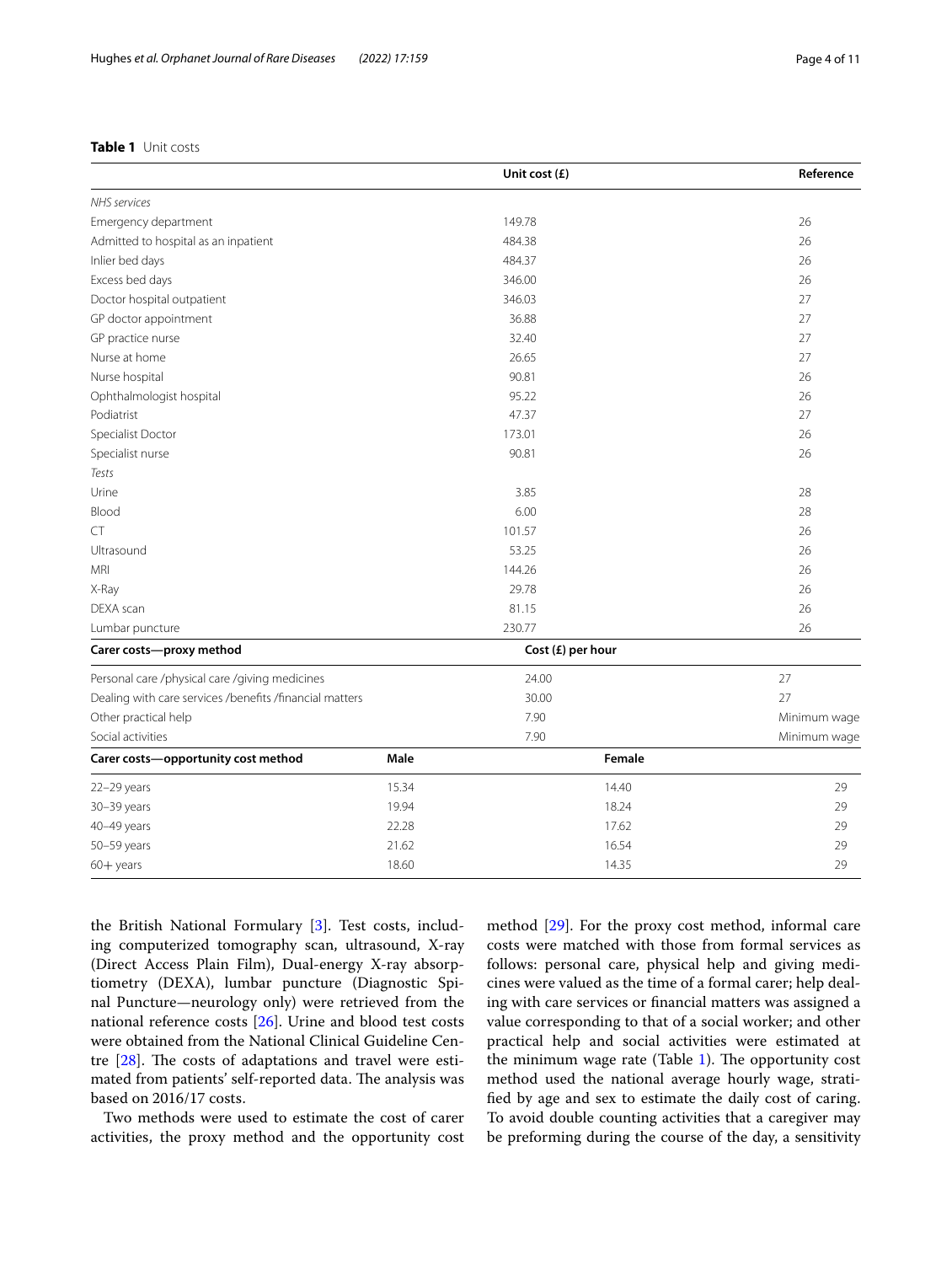**Table 1** Unit costs

| | Unit cost (£) | | Reference |
|---|---|---|---|
| *NHS services* | | | |
| Emergency department | 149.78 | | 26 |
| Admitted to hospital as an inpatient | 484.38 | | 26 |
| Inlier bed days | 484.37 | | 26 |
| Excess bed days | 346.00 | | 26 |
| Doctor hospital outpatient | 346.03 | | 27 |
| GP doctor appointment | 36.88 | | 27 |
| GP practice nurse | 32.40 | | 27 |
| Nurse at home | 26.65 | | 27 |
| Nurse hospital | 90.81 | | 26 |
| Ophthalmologist hospital | 95.22 | | 26 |
| Podiatrist | 47.37 | | 27 |
| Specialist Doctor | 173.01 | | 26 |
| Specialist nurse | 90.81 | | 26 |
| *Tests* | | | |
| Urine | 3.85 | | 28 |
| Blood | 6.00 | | 28 |
| CT | 101.57 | | 26 |
| Ultrasound | 53.25 | | 26 |
| MRI | 144.26 | | 26 |
| X-Ray | 29.78 | | 26 |
| DEXA scan | 81.15 | | 26 |
| Lumbar puncture | 230.77 | | 26 |
| **Carer costs—proxy method** | **Cost (£) per hour** | | |
| Personal care /physical care /giving medicines | 24.00 | | 27 |
| Dealing with care services /benefits /financial matters | 30.00 | | 27 |
| Other practical help | 7.90 | | Minimum wage |
| Social activities | 7.90 | | Minimum wage |
| **Carer costs—opportunity cost method** | **Male** | **Female** | |
| 22–29 years | 15.34 | 14.40 | 29 |
| 30–39 years | 19.94 | 18.24 | 29 |
| 40–49 years | 22.28 | 17.62 | 29 |
| 50–59 years | 21.62 | 16.54 | 29 |
| 60+ years | 18.60 | 14.35 | 29 |

the British National Formulary [3]. Test costs, including computerized tomography scan, ultrasound, X-ray (Direct Access Plain Film), Dual-energy X-ray absorptiometry (DEXA), lumbar puncture (Diagnostic Spinal Puncture—neurology only) were retrieved from the national reference costs [26]. Urine and blood test costs were obtained from the National Clinical Guideline Centre [28]. The costs of adaptations and travel were estimated from patients' self-reported data. The analysis was based on 2016/17 costs.

Two methods were used to estimate the cost of carer activities, the proxy method and the opportunity cost method [29]. For the proxy cost method, informal care costs were matched with those from formal services as follows: personal care, physical help and giving medicines were valued as the time of a formal carer; help dealing with care services or financial matters was assigned a value corresponding to that of a social worker; and other practical help and social activities were estimated at the minimum wage rate (Table 1). The opportunity cost method used the national average hourly wage, stratified by age and sex to estimate the daily cost of caring. To avoid double counting activities that a caregiver may be preforming during the course of the day, a sensitivity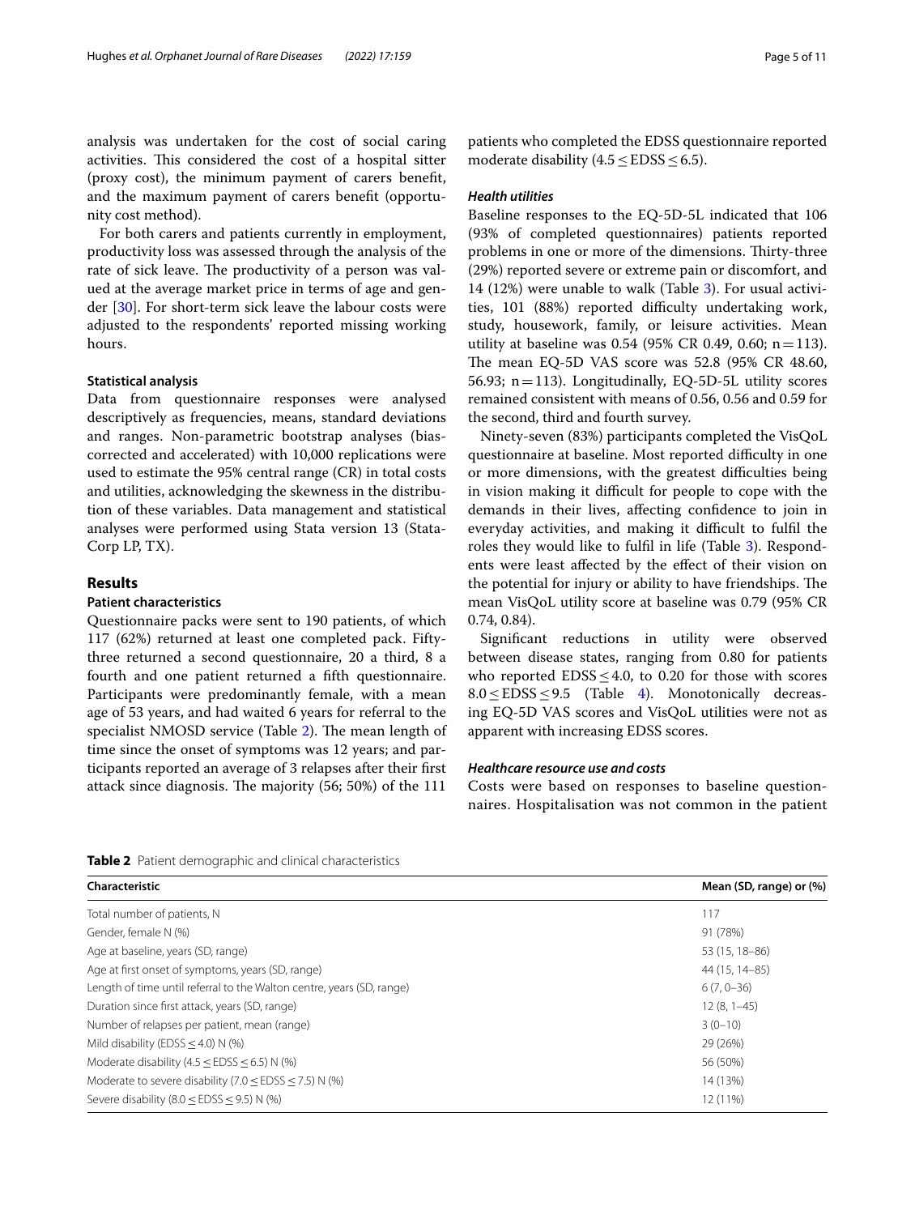analysis was undertaken for the cost of social caring activities. This considered the cost of a hospital sitter (proxy cost), the minimum payment of carers benefit, and the maximum payment of carers benefit (opportunity cost method).

For both carers and patients currently in employment, productivity loss was assessed through the analysis of the rate of sick leave. The productivity of a person was valued at the average market price in terms of age and gender [30]. For short-term sick leave the labour costs were adjusted to the respondents' reported missing working hours.

### Statistical analysis

Data from questionnaire responses were analysed descriptively as frequencies, means, standard deviations and ranges. Non-parametric bootstrap analyses (bias-corrected and accelerated) with 10,000 replications were used to estimate the 95% central range (CR) in total costs and utilities, acknowledging the skewness in the distribution of these variables. Data management and statistical analyses were performed using Stata version 13 (StataCorp LP, TX).

## Results

### Patient characteristics

Questionnaire packs were sent to 190 patients, of which 117 (62%) returned at least one completed pack. Fifty-three returned a second questionnaire, 20 a third, 8 a fourth and one patient returned a fifth questionnaire. Participants were predominantly female, with a mean age of 53 years, and had waited 6 years for referral to the specialist NMOSD service (Table 2). The mean length of time since the onset of symptoms was 12 years; and participants reported an average of 3 relapses after their first attack since diagnosis. The majority (56; 50%) of the 111 patients who completed the EDSS questionnaire reported moderate disability ($4.5 \leq \text{EDSS} \leq 6.5$).

#### *Health utilities*

Baseline responses to the EQ-5D-5L indicated that 106 (93% of completed questionnaires) patients reported problems in one or more of the dimensions. Thirty-three (29%) reported severe or extreme pain or discomfort, and 14 (12%) were unable to walk (Table 3). For usual activities, 101 (88%) reported difficulty undertaking work, study, housework, family, or leisure activities. Mean utility at baseline was 0.54 (95% CR 0.49, 0.60; n = 113). The mean EQ-5D VAS score was 52.8 (95% CR 48.60, 56.93; n = 113). Longitudinally, EQ-5D-5L utility scores remained consistent with means of 0.56, 0.56 and 0.59 for the second, third and fourth survey.

Ninety-seven (83%) participants completed the VisQoL questionnaire at baseline. Most reported difficulty in one or more dimensions, with the greatest difficulties being in vision making it difficult for people to cope with the demands in their lives, affecting confidence to join in everyday activities, and making it difficult to fulfil the roles they would like to fulfil in life (Table 3). Respondents were least affected by the effect of their vision on the potential for injury or ability to have friendships. The mean VisQoL utility score at baseline was 0.79 (95% CR 0.74, 0.84).

Significant reductions in utility were observed between disease states, ranging from 0.80 for patients who reported $\text{EDSS} \leq 4.0$, to 0.20 for those with scores $8.0 \leq \text{EDSS} \leq 9.5$ (Table 4). Monotonically decreasing EQ-5D VAS scores and VisQoL utilities were not as apparent with increasing EDSS scores.

#### *Healthcare resource use and costs*

Costs were based on responses to baseline questionnaires. Hospitalisation was not common in the patient

**Table 2** Patient demographic and clinical characteristics

| Characteristic | Mean (SD, range) or (%) |
|---|---|
| Total number of patients, N | 117 |
| Gender, female N (%) | 91 (78%) |
| Age at baseline, years (SD, range) | 53 (15, 18–86) |
| Age at first onset of symptoms, years (SD, range) | 44 (15, 14–85) |
| Length of time until referral to the Walton centre, years (SD, range) | 6 (7, 0–36) |
| Duration since first attack, years (SD, range) | 12 (8, 1–45) |
| Number of relapses per patient, mean (range) | 3 (0–10) |
| Mild disability ($\text{EDSS} \leq 4.0$) N (%) | 29 (26%) |
| Moderate disability ($4.5 \leq \text{EDSS} \leq 6.5$) N (%) | 56 (50%) |
| Moderate to severe disability ($7.0 \leq \text{EDSS} \leq 7.5$) N (%) | 14 (13%) |
| Severe disability ($8.0 \leq \text{EDSS} \leq 9.5$) N (%) | 12 (11%) |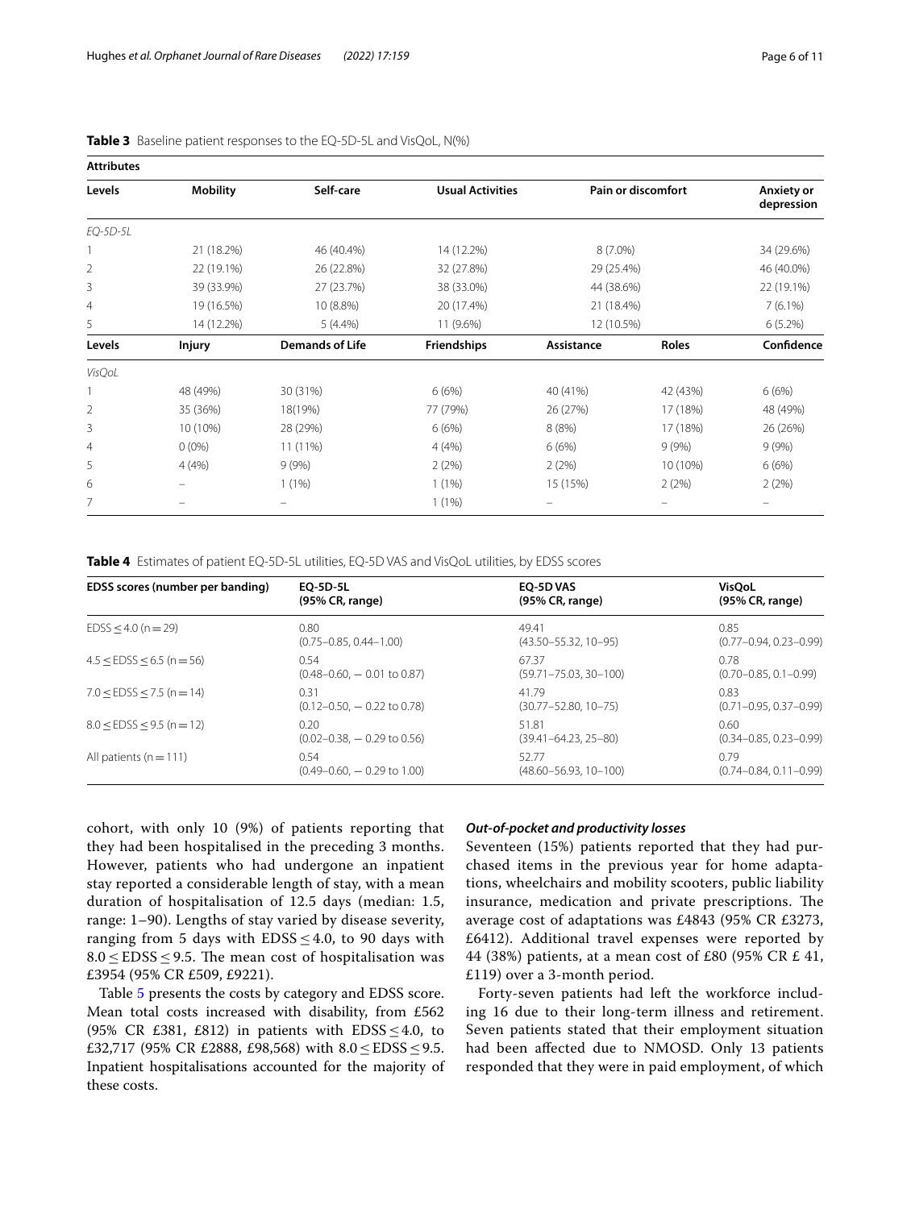**Table 3** Baseline patient responses to the EQ-5D-5L and VisQoL, N(%)

| **Attributes** | | | | | | |
|---|---|---|---|---|---|---|
| **Levels** | **Mobility** | **Self-care** | **Usual Activities** | **Pain or discomfort** | | **Anxiety or depression** |
| *EQ-5D-5L* | | | | | | |
| 1 | 21 (18.2%) | 46 (40.4%) | 14 (12.2%) | 8 (7.0%) | | 34 (29.6%) |
| 2 | 22 (19.1%) | 26 (22.8%) | 32 (27.8%) | 29 (25.4%) | | 46 (40.0%) |
| 3 | 39 (33.9%) | 27 (23.7%) | 38 (33.0%) | 44 (38.6%) | | 22 (19.1%) |
| 4 | 19 (16.5%) | 10 (8.8%) | 20 (17.4%) | 21 (18.4%) | | 7 (6.1%) |
| 5 | 14 (12.2%) | 5 (4.4%) | 11 (9.6%) | 12 (10.5%) | | 6 (5.2%) |
| **Levels** | **Injury** | **Demands of Life** | **Friendships** | **Assistance** | **Roles** | **Confidence** |
| *VisQoL* | | | | | | |
| 1 | 48 (49%) | 30 (31%) | 6 (6%) | 40 (41%) | 42 (43%) | 6 (6%) |
| 2 | 35 (36%) | 18(19%) | 77 (79%) | 26 (27%) | 17 (18%) | 48 (49%) |
| 3 | 10 (10%) | 28 (29%) | 6 (6%) | 8 (8%) | 17 (18%) | 26 (26%) |
| 4 | 0 (0%) | 11 (11%) | 4 (4%) | 6 (6%) | 9 (9%) | 9 (9%) |
| 5 | 4 (4%) | 9 (9%) | 2 (2%) | 2 (2%) | 10 (10%) | 6 (6%) |
| 6 | – | 1 (1%) | 1 (1%) | 15 (15%) | 2 (2%) | 2 (2%) |
| 7 | – | – | 1 (1%) | – | – | – |

**Table 4** Estimates of patient EQ-5D-5L utilities, EQ-5D VAS and VisQoL utilities, by EDSS scores

| EDSS scores (number per banding) | EQ-5D-5L (95% CR, range) | EQ-5D VAS (95% CR, range) | VisQoL (95% CR, range) |
|---|---|---|---|
| EDSS ≤ 4.0 (n = 29) | 0.80 (0.75–0.85, 0.44–1.00) | 49.41 (43.50–55.32, 10–95) | 0.85 (0.77–0.94, 0.23–0.99) |
| 4.5 ≤ EDSS ≤ 6.5 (n = 56) | 0.54 (0.48–0.60, − 0.01 to 0.87) | 67.37 (59.71–75.03, 30–100) | 0.78 (0.70–0.85, 0.1–0.99) |
| 7.0 ≤ EDSS ≤ 7.5 (n = 14) | 0.31 (0.12–0.50, − 0.22 to 0.78) | 41.79 (30.77–52.80, 10–75) | 0.83 (0.71–0.95, 0.37–0.99) |
| 8.0 ≤ EDSS ≤ 9.5 (n = 12) | 0.20 (0.02–0.38, − 0.29 to 0.56) | 51.81 (39.41–64.23, 25–80) | 0.60 (0.34–0.85, 0.23–0.99) |
| All patients (n = 111) | 0.54 (0.49–0.60, − 0.29 to 1.00) | 52.77 (48.60–56.93, 10–100) | 0.79 (0.74–0.84, 0.11–0.99) |

cohort, with only 10 (9%) of patients reporting that they had been hospitalised in the preceding 3 months. However, patients who had undergone an inpatient stay reported a considerable length of stay, with a mean duration of hospitalisation of 12.5 days (median: 1.5, range: 1–90). Lengths of stay varied by disease severity, ranging from 5 days with EDSS ≤ 4.0, to 90 days with 8.0 ≤ EDSS ≤ 9.5. The mean cost of hospitalisation was £3954 (95% CR £509, £9221).

Table 5 presents the costs by category and EDSS score. Mean total costs increased with disability, from £562 (95% CR £381, £812) in patients with EDSS ≤ 4.0, to £32,717 (95% CR £2888, £98,568) with 8.0 ≤ EDSS ≤ 9.5. Inpatient hospitalisations accounted for the majority of these costs.

### *Out-of-pocket and productivity losses*

Seventeen (15%) patients reported that they had purchased items in the previous year for home adaptations, wheelchairs and mobility scooters, public liability insurance, medication and private prescriptions. The average cost of adaptations was £4843 (95% CR £3273, £6412). Additional travel expenses were reported by 44 (38%) patients, at a mean cost of £80 (95% CR £ 41, £119) over a 3-month period.

Forty-seven patients had left the workforce including 16 due to their long-term illness and retirement. Seven patients stated that their employment situation had been affected due to NMOSD. Only 13 patients responded that they were in paid employment, of which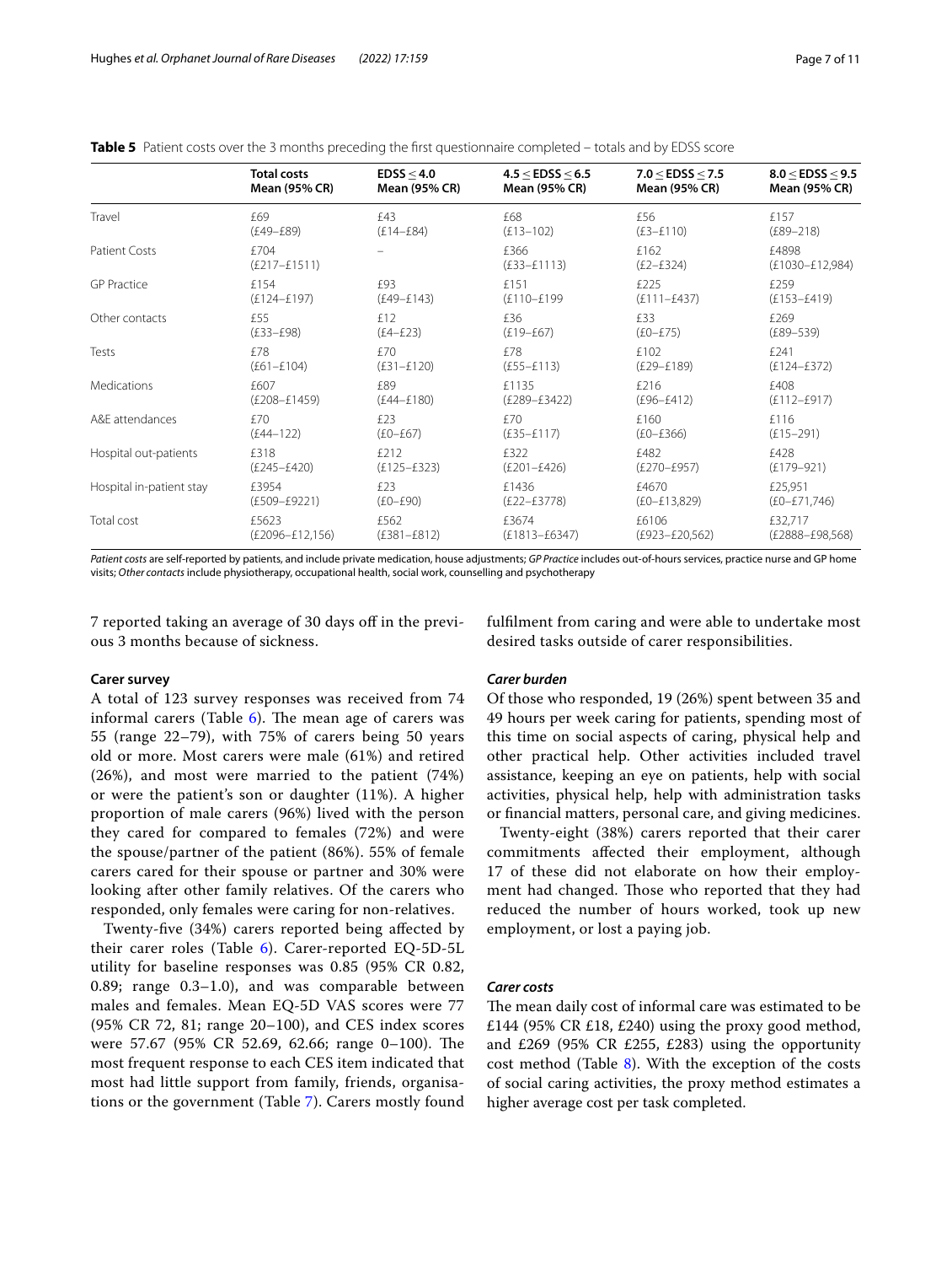**Table 5** Patient costs over the 3 months preceding the first questionnaire completed – totals and by EDSS score

| | Total costs Mean (95% CR) | EDSS ≤ 4.0 Mean (95% CR) | 4.5 ≤ EDSS ≤ 6.5 Mean (95% CR) | 7.0 ≤ EDSS ≤ 7.5 Mean (95% CR) | 8.0 ≤ EDSS ≤ 9.5 Mean (95% CR) |
|---|---|---|---|---|---|
| Travel | £69 (£49–£89) | £43 (£14–£84) | £68 (£13–102) | £56 (£3–£110) | £157 (£89–218) |
| Patient Costs | £704 (£217–£1511) | – | £366 (£33–£1113) | £162 (£2–£324) | £4898 (£1030–£12,984) |
| GP Practice | £154 (£124–£197) | £93 (£49–£143) | £151 (£110–£199 | £225 (£111–£437) | £259 (£153–£419) |
| Other contacts | £55 (£33–£98) | £12 (£4–£23) | £36 (£19–£67) | £33 (£0–£75) | £269 (£89–539) |
| Tests | £78 (£61–£104) | £70 (£31–£120) | £78 (£55–£113) | £102 (£29–£189) | £241 (£124–£372) |
| Medications | £607 (£208–£1459) | £89 (£44–£180) | £1135 (£289–£3422) | £216 (£96–£412) | £408 (£112–£917) |
| A&E attendances | £70 (£44–122) | £23 (£0–£67) | £70 (£35–£117) | £160 (£0–£366) | £116 (£15–291) |
| Hospital out-patients | £318 (£245–£420) | £212 (£125–£323) | £322 (£201–£426) | £482 (£270–£957) | £428 (£179–921) |
| Hospital in-patient stay | £3954 (£509–£9221) | £23 (£0–£90) | £1436 (£22–£3778) | £4670 (£0–£13,829) | £25,951 (£0–£71,746) |
| Total cost | £5623 (£2096–£12,156) | £562 (£381–£812) | £3674 (£1813–£6347) | £6106 (£923–£20,562) | £32,717 (£2888–£98,568) |

*Patient costs* are self-reported by patients, and include private medication, house adjustments; *GP Practice* includes out-of-hours services, practice nurse and GP home visits; *Other contacts* include physiotherapy, occupational health, social work, counselling and psychotherapy

7 reported taking an average of 30 days off in the previous 3 months because of sickness.

### Carer survey

A total of 123 survey responses was received from 74 informal carers (Table 6). The mean age of carers was 55 (range 22–79), with 75% of carers being 50 years old or more. Most carers were male (61%) and retired (26%), and most were married to the patient (74%) or were the patient's son or daughter (11%). A higher proportion of male carers (96%) lived with the person they cared for compared to females (72%) and were the spouse/partner of the patient (86%). 55% of female carers cared for their spouse or partner and 30% were looking after other family relatives. Of the carers who responded, only females were caring for non-relatives.

Twenty-five (34%) carers reported being affected by their carer roles (Table 6). Carer-reported EQ-5D-5L utility for baseline responses was 0.85 (95% CR 0.82, 0.89; range 0.3–1.0), and was comparable between males and females. Mean EQ-5D VAS scores were 77 (95% CR 72, 81; range 20–100), and CES index scores were 57.67 (95% CR 52.69, 62.66; range 0–100). The most frequent response to each CES item indicated that most had little support from family, friends, organisations or the government (Table 7). Carers mostly found fulfilment from caring and were able to undertake most desired tasks outside of carer responsibilities.

#### *Carer burden*

Of those who responded, 19 (26%) spent between 35 and 49 hours per week caring for patients, spending most of this time on social aspects of caring, physical help and other practical help. Other activities included travel assistance, keeping an eye on patients, help with social activities, physical help, help with administration tasks or financial matters, personal care, and giving medicines.

Twenty-eight (38%) carers reported that their carer commitments affected their employment, although 17 of these did not elaborate on how their employment had changed. Those who reported that they had reduced the number of hours worked, took up new employment, or lost a paying job.

#### *Carer costs*

The mean daily cost of informal care was estimated to be £144 (95% CR £18, £240) using the proxy good method, and £269 (95% CR £255, £283) using the opportunity cost method (Table 8). With the exception of the costs of social caring activities, the proxy method estimates a higher average cost per task completed.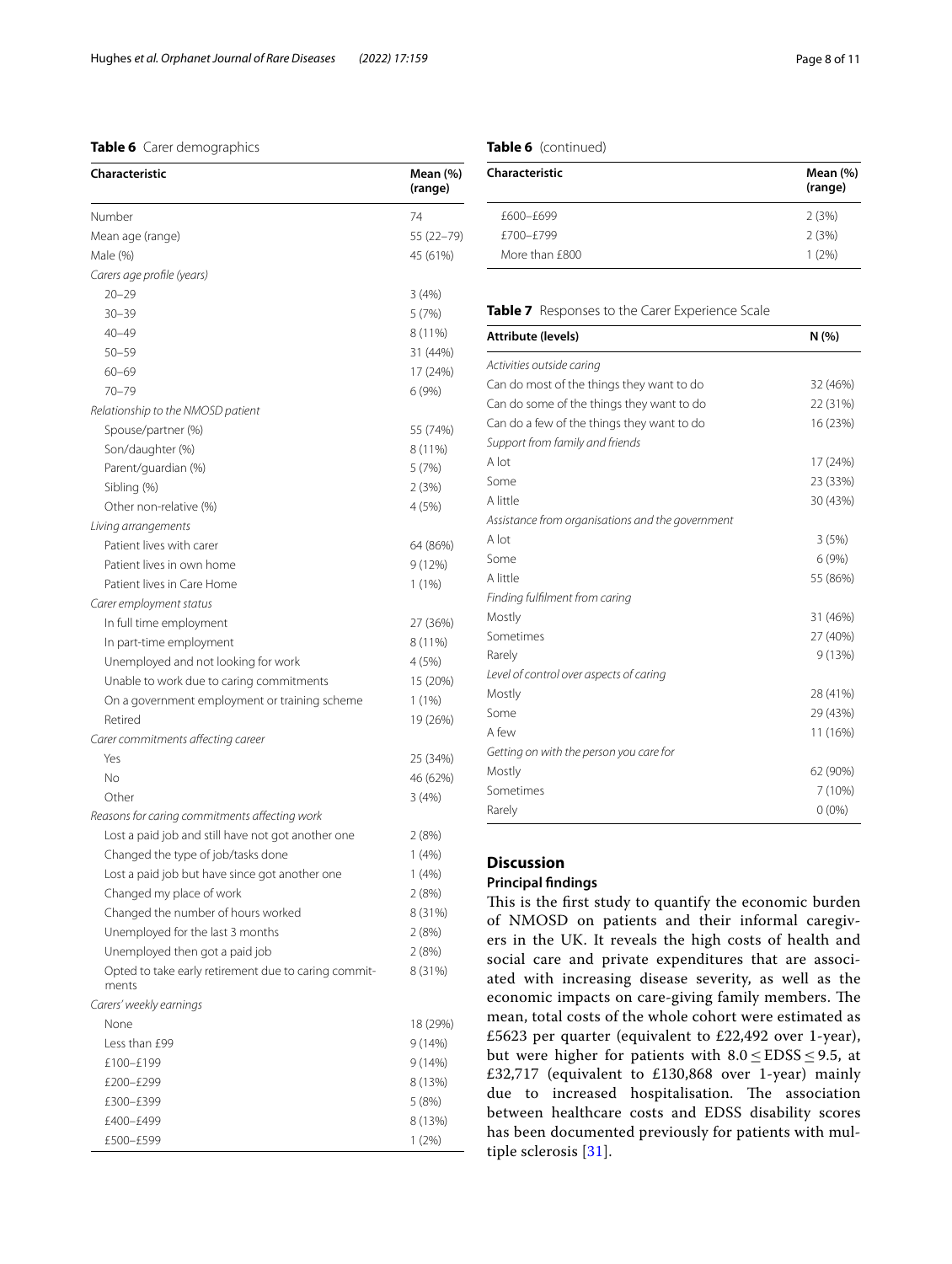**Table 6** Carer demographics

| Characteristic | Mean (%) (range) |
|---|---|
| Number | 74 |
| Mean age (range) | 55 (22–79) |
| Male (%) | 45 (61%) |
| *Carers age profile (years)* | |
| 20–29 | 3 (4%) |
| 30–39 | 5 (7%) |
| 40–49 | 8 (11%) |
| 50–59 | 31 (44%) |
| 60–69 | 17 (24%) |
| 70–79 | 6 (9%) |
| *Relationship to the NMOSD patient* | |
| Spouse/partner (%) | 55 (74%) |
| Son/daughter (%) | 8 (11%) |
| Parent/guardian (%) | 5 (7%) |
| Sibling (%) | 2 (3%) |
| Other non-relative (%) | 4 (5%) |
| *Living arrangements* | |
| Patient lives with carer | 64 (86%) |
| Patient lives in own home | 9 (12%) |
| Patient lives in Care Home | 1 (1%) |
| *Carer employment status* | |
| In full time employment | 27 (36%) |
| In part-time employment | 8 (11%) |
| Unemployed and not looking for work | 4 (5%) |
| Unable to work due to caring commitments | 15 (20%) |
| On a government employment or training scheme | 1 (1%) |
| Retired | 19 (26%) |
| *Carer commitments affecting career* | |
| Yes | 25 (34%) |
| No | 46 (62%) |
| Other | 3 (4%) |
| *Reasons for caring commitments affecting work* | |
| Lost a paid job and still have not got another one | 2 (8%) |
| Changed the type of job/tasks done | 1 (4%) |
| Lost a paid job but have since got another one | 1 (4%) |
| Changed my place of work | 2 (8%) |
| Changed the number of hours worked | 8 (31%) |
| Unemployed for the last 3 months | 2 (8%) |
| Unemployed then got a paid job | 2 (8%) |
| Opted to take early retirement due to caring commitments | 8 (31%) |
| *Carers' weekly earnings* | |
| None | 18 (29%) |
| Less than £99 | 9 (14%) |
| £100–£199 | 9 (14%) |
| £200–£299 | 8 (13%) |
| £300–£399 | 5 (8%) |
| £400–£499 | 8 (13%) |
| £500–£599 | 1 (2%) |
| £600–£699 | 2 (3%) |
| £700–£799 | 2 (3%) |
| More than £800 | 1 (2%) |

**Table 7** Responses to the Carer Experience Scale

| Attribute (levels) | N (%) |
|---|---|
| *Activities outside caring* | |
| Can do most of the things they want to do | 32 (46%) |
| Can do some of the things they want to do | 22 (31%) |
| Can do a few of the things they want to do | 16 (23%) |
| *Support from family and friends* | |
| A lot | 17 (24%) |
| Some | 23 (33%) |
| A little | 30 (43%) |
| *Assistance from organisations and the government* | |
| A lot | 3 (5%) |
| Some | 6 (9%) |
| A little | 55 (86%) |
| *Finding fulfilment from caring* | |
| Mostly | 31 (46%) |
| Sometimes | 27 (40%) |
| Rarely | 9 (13%) |
| *Level of control over aspects of caring* | |
| Mostly | 28 (41%) |
| Some | 29 (43%) |
| A few | 11 (16%) |
| *Getting on with the person you care for* | |
| Mostly | 62 (90%) |
| Sometimes | 7 (10%) |
| Rarely | 0 (0%) |

## Discussion

### Principal findings

This is the first study to quantify the economic burden of NMOSD on patients and their informal caregivers in the UK. It reveals the high costs of health and social care and private expenditures that are associated with increasing disease severity, as well as the economic impacts on care-giving family members. The mean, total costs of the whole cohort were estimated as £5623 per quarter (equivalent to £22,492 over 1-year), but were higher for patients with $8.0 \leq \text{EDSS} \leq 9.5$, at £32,717 (equivalent to £130,868 over 1-year) mainly due to increased hospitalisation. The association between healthcare costs and EDSS disability scores has been documented previously for patients with multiple sclerosis [31].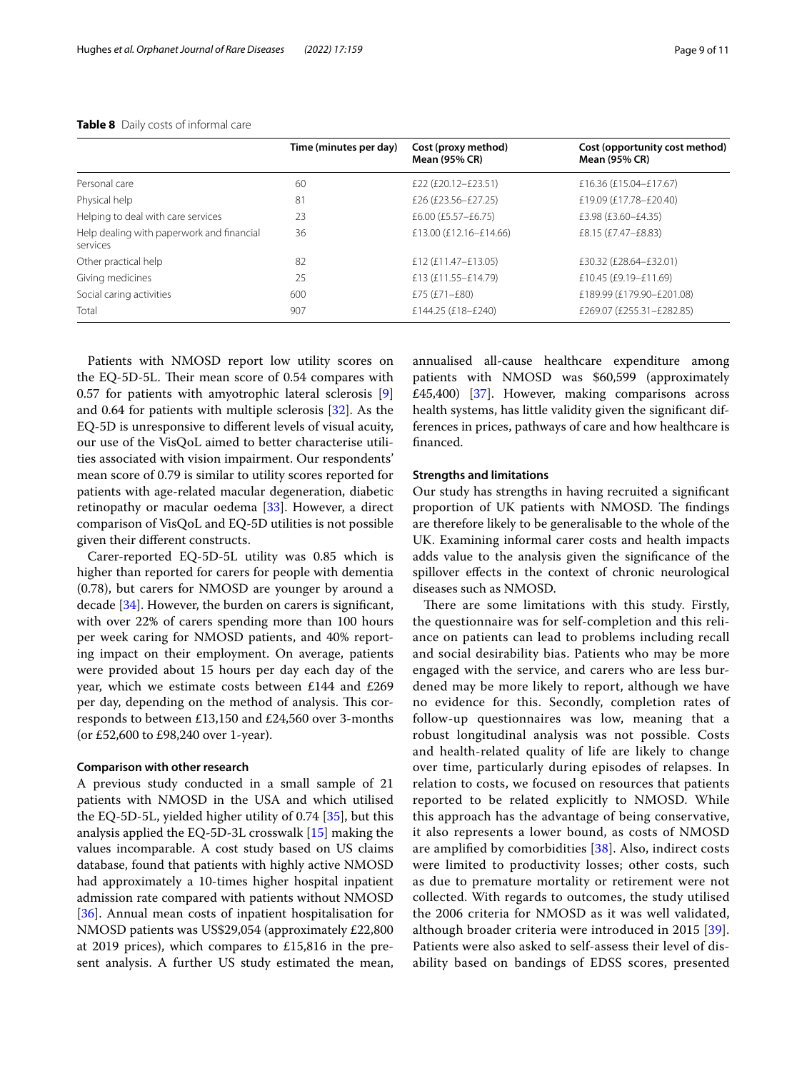**Table 8** Daily costs of informal care

| | Time (minutes per day) | Cost (proxy method) Mean (95% CR) | Cost (opportunity cost method) Mean (95% CR) |
|---|---|---|---|
| Personal care | 60 | £22 (£20.12–£23.51) | £16.36 (£15.04–£17.67) |
| Physical help | 81 | £26 (£23.56–£27.25) | £19.09 (£17.78–£20.40) |
| Helping to deal with care services | 23 | £6.00 (£5.57–£6.75) | £3.98 (£3.60–£4.35) |
| Help dealing with paperwork and financial services | 36 | £13.00 (£12.16–£14.66) | £8.15 (£7.47–£8.83) |
| Other practical help | 82 | £12 (£11.47–£13.05) | £30.32 (£28.64–£32.01) |
| Giving medicines | 25 | £13 (£11.55–£14.79) | £10.45 (£9.19–£11.69) |
| Social caring activities | 600 | £75 (£71–£80) | £189.99 (£179.90–£201.08) |
| Total | 907 | £144.25 (£18–£240) | £269.07 (£255.31–£282.85) |

Patients with NMOSD report low utility scores on the EQ-5D-5L. Their mean score of 0.54 compares with 0.57 for patients with amyotrophic lateral sclerosis [9] and 0.64 for patients with multiple sclerosis [32]. As the EQ-5D is unresponsive to different levels of visual acuity, our use of the VisQoL aimed to better characterise utilities associated with vision impairment. Our respondents' mean score of 0.79 is similar to utility scores reported for patients with age-related macular degeneration, diabetic retinopathy or macular oedema [33]. However, a direct comparison of VisQoL and EQ-5D utilities is not possible given their different constructs.

Carer-reported EQ-5D-5L utility was 0.85 which is higher than reported for carers for people with dementia (0.78), but carers for NMOSD are younger by around a decade [34]. However, the burden on carers is significant, with over 22% of carers spending more than 100 hours per week caring for NMOSD patients, and 40% reporting impact on their employment. On average, patients were provided about 15 hours per day each day of the year, which we estimate costs between £144 and £269 per day, depending on the method of analysis. This corresponds to between £13,150 and £24,560 over 3-months (or £52,600 to £98,240 over 1-year).

### Comparison with other research

A previous study conducted in a small sample of 21 patients with NMOSD in the USA and which utilised the EQ-5D-5L, yielded higher utility of 0.74 [35], but this analysis applied the EQ-5D-3L crosswalk [15] making the values incomparable. A cost study based on US claims database, found that patients with highly active NMOSD had approximately a 10-times higher hospital inpatient admission rate compared with patients without NMOSD [36]. Annual mean costs of inpatient hospitalisation for NMOSD patients was US$29,054 (approximately £22,800 at 2019 prices), which compares to £15,816 in the present analysis. A further US study estimated the mean, annualised all-cause healthcare expenditure among patients with NMOSD was $60,599 (approximately £45,400) [37]. However, making comparisons across health systems, has little validity given the significant differences in prices, pathways of care and how healthcare is financed.

### Strengths and limitations

Our study has strengths in having recruited a significant proportion of UK patients with NMOSD. The findings are therefore likely to be generalisable to the whole of the UK. Examining informal carer costs and health impacts adds value to the analysis given the significance of the spillover effects in the context of chronic neurological diseases such as NMOSD.

There are some limitations with this study. Firstly, the questionnaire was for self-completion and this reliance on patients can lead to problems including recall and social desirability bias. Patients who may be more engaged with the service, and carers who are less burdened may be more likely to report, although we have no evidence for this. Secondly, completion rates of follow-up questionnaires was low, meaning that a robust longitudinal analysis was not possible. Costs and health-related quality of life are likely to change over time, particularly during episodes of relapses. In relation to costs, we focused on resources that patients reported to be related explicitly to NMOSD. While this approach has the advantage of being conservative, it also represents a lower bound, as costs of NMOSD are amplified by comorbidities [38]. Also, indirect costs were limited to productivity losses; other costs, such as due to premature mortality or retirement were not collected. With regards to outcomes, the study utilised the 2006 criteria for NMOSD as it was well validated, although broader criteria were introduced in 2015 [39]. Patients were also asked to self-assess their level of disability based on bandings of EDSS scores, presented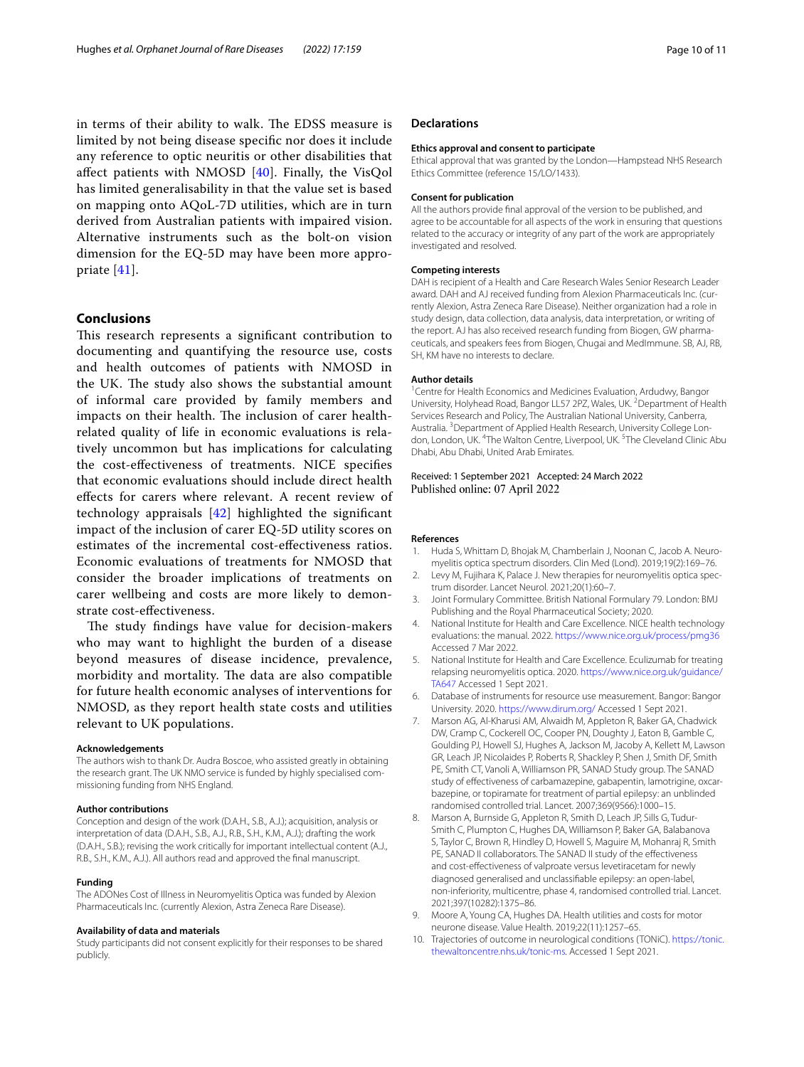in terms of their ability to walk. The EDSS measure is limited by not being disease specific nor does it include any reference to optic neuritis or other disabilities that affect patients with NMOSD [40]. Finally, the VisQol has limited generalisability in that the value set is based on mapping onto AQoL-7D utilities, which are in turn derived from Australian patients with impaired vision. Alternative instruments such as the bolt-on vision dimension for the EQ-5D may have been more appropriate [41].

## Conclusions

This research represents a significant contribution to documenting and quantifying the resource use, costs and health outcomes of patients with NMOSD in the UK. The study also shows the substantial amount of informal care provided by family members and impacts on their health. The inclusion of carer health-related quality of life in economic evaluations is relatively uncommon but has implications for calculating the cost-effectiveness of treatments. NICE specifies that economic evaluations should include direct health effects for carers where relevant. A recent review of technology appraisals [42] highlighted the significant impact of the inclusion of carer EQ-5D utility scores on estimates of the incremental cost-effectiveness ratios. Economic evaluations of treatments for NMOSD that consider the broader implications of treatments on carer wellbeing and costs are more likely to demonstrate cost-effectiveness.

The study findings have value for decision-makers who may want to highlight the burden of a disease beyond measures of disease incidence, prevalence, morbidity and mortality. The data are also compatible for future health economic analyses of interventions for NMOSD, as they report health state costs and utilities relevant to UK populations.

#### Acknowledgements

The authors wish to thank Dr. Audra Boscoe, who assisted greatly in obtaining the research grant. The UK NMO service is funded by highly specialised commissioning funding from NHS England.

#### Author contributions

Conception and design of the work (D.A.H., S.B., A.J.); acquisition, analysis or interpretation of data (D.A.H., S.B., A.J., R.B., S.H., K.M., A.J.); drafting the work (D.A.H., S.B.); revising the work critically for important intellectual content (A.J., R.B., S.H., K.M., A.J.). All authors read and approved the final manuscript.

#### Funding

The ADONes Cost of Illness in Neuromyelitis Optica was funded by Alexion Pharmaceuticals Inc. (currently Alexion, Astra Zeneca Rare Disease).

#### Availability of data and materials

Study participants did not consent explicitly for their responses to be shared publicly.

## Declarations

#### Ethics approval and consent to participate

Ethical approval that was granted by the London—Hampstead NHS Research Ethics Committee (reference 15/LO/1433).

#### Consent for publication

All the authors provide final approval of the version to be published, and agree to be accountable for all aspects of the work in ensuring that questions related to the accuracy or integrity of any part of the work are appropriately investigated and resolved.

#### Competing interests

DAH is recipient of a Health and Care Research Wales Senior Research Leader award. DAH and AJ received funding from Alexion Pharmaceuticals Inc. (currently Alexion, Astra Zeneca Rare Disease). Neither organization had a role in study design, data collection, data analysis, data interpretation, or writing of the report. AJ has also received research funding from Biogen, GW pharmaceuticals, and speakers fees from Biogen, Chugai and MedImmune. SB, AJ, RB, SH, KM have no interests to declare.

#### Author details

[1] Centre for Health Economics and Medicines Evaluation, Ardudwy, Bangor University, Holyhead Road, Bangor LL57 2PZ, Wales, UK. [2] Department of Health Services Research and Policy, The Australian National University, Canberra, Australia. [3] Department of Applied Health Research, University College London, London, UK. [4] The Walton Centre, Liverpool, UK. [5] The Cleveland Clinic Abu Dhabi, Abu Dhabi, United Arab Emirates.

Received: 1 September 2021 Accepted: 24 March 2022
Published online: 07 April 2022

## References

1. Huda S, Whittam D, Bhojak M, Chamberlain J, Noonan C, Jacob A. Neuromyelitis optica spectrum disorders. Clin Med (Lond). 2019;19(2):169–76.
2. Levy M, Fujihara K, Palace J. New therapies for neuromyelitis optica spectrum disorder. Lancet Neurol. 2021;20(1):60–7.
3. Joint Formulary Committee. British National Formulary 79. London: BMJ Publishing and the Royal Pharmaceutical Society; 2020.
4. National Institute for Health and Care Excellence. NICE health technology evaluations: the manual. 2022. https://www.nice.org.uk/process/pmg36 Accessed 7 Mar 2022.
5. National Institute for Health and Care Excellence. Eculizumab for treating relapsing neuromyelitis optica. 2020. https://www.nice.org.uk/guidance/TA647 Accessed 1 Sept 2021.
6. Database of instruments for resource use measurement. Bangor: Bangor University. 2020. https://www.dirum.org/ Accessed 1 Sept 2021.
7. Marson AG, Al-Kharusi AM, Alwaidh M, Appleton R, Baker GA, Chadwick DW, Cramp C, Cockerell OC, Cooper PN, Doughty J, Eaton B, Gamble C, Goulding PJ, Howell SJ, Hughes A, Jackson M, Jacoby A, Kellett M, Lawson GR, Leach JP, Nicolaides P, Roberts R, Shackley P, Shen J, Smith DF, Smith PE, Smith CT, Vanoli A, Williamson PR, SANAD Study group. The SANAD study of effectiveness of carbamazepine, gabapentin, lamotrigine, oxcarbazepine, or topiramate for treatment of partial epilepsy: an unblinded randomised controlled trial. Lancet. 2007;369(9566):1000–15.
8. Marson A, Burnside G, Appleton R, Smith D, Leach JP, Sills G, Tudur-Smith C, Plumpton C, Hughes DA, Williamson P, Baker GA, Balabanova S, Taylor C, Brown R, Hindley D, Howell S, Maguire M, Mohanraj R, Smith PE, SANAD II collaborators. The SANAD II study of the effectiveness and cost-effectiveness of valproate versus levetiracetam for newly diagnosed generalised and unclassifiable epilepsy: an open-label, non-inferiority, multicentre, phase 4, randomised controlled trial. Lancet. 2021;397(10282):1375–86.
9. Moore A, Young CA, Hughes DA. Health utilities and costs for motor neurone disease. Value Health. 2019;22(11):1257–65.
10. Trajectories of outcome in neurological conditions (TONiC). https://tonic.thewaltoncentre.nhs.uk/tonic-ms. Accessed 1 Sept 2021.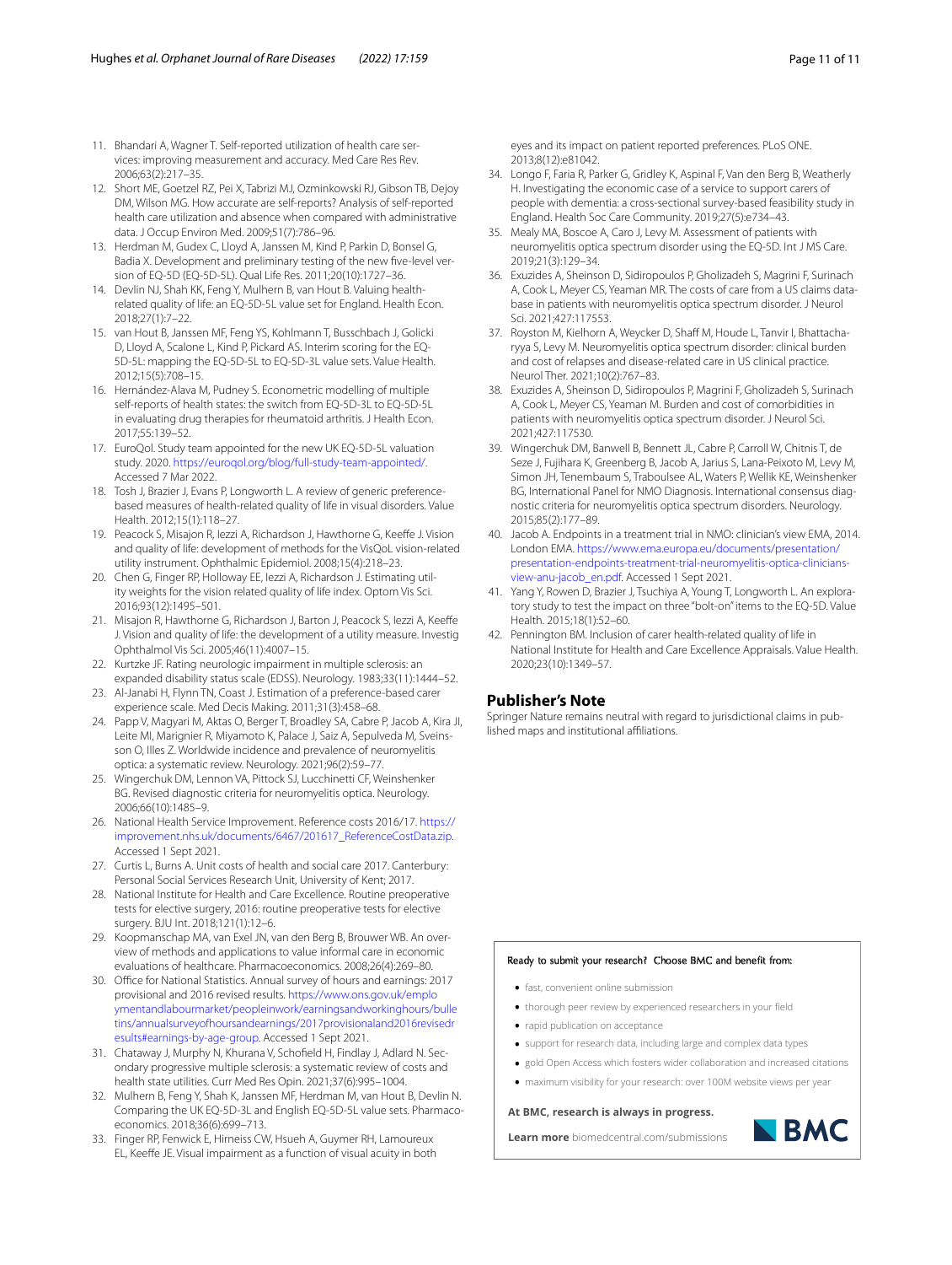11. Bhandari A, Wagner T. Self-reported utilization of health care services: improving measurement and accuracy. Med Care Res Rev. 2006;63(2):217–35.
12. Short ME, Goetzel RZ, Pei X, Tabrizi MJ, Ozminkowski RJ, Gibson TB, Dejoy DM, Wilson MG. How accurate are self-reports? Analysis of self-reported health care utilization and absence when compared with administrative data. J Occup Environ Med. 2009;51(7):786–96.
13. Herdman M, Gudex C, Lloyd A, Janssen M, Kind P, Parkin D, Bonsel G, Badia X. Development and preliminary testing of the new five-level version of EQ-5D (EQ-5D-5L). Qual Life Res. 2011;20(10):1727–36.
14. Devlin NJ, Shah KK, Feng Y, Mulhern B, van Hout B. Valuing health-related quality of life: an EQ-5D-5L value set for England. Health Econ. 2018;27(1):7–22.
15. van Hout B, Janssen MF, Feng YS, Kohlmann T, Busschbach J, Golicki D, Lloyd A, Scalone L, Kind P, Pickard AS. Interim scoring for the EQ-5D-5L: mapping the EQ-5D-5L to EQ-5D-3L value sets. Value Health. 2012;15(5):708–15.
16. Hernández-Alava M, Pudney S. Econometric modelling of multiple self-reports of health states: the switch from EQ-5D-3L to EQ-5D-5L in evaluating drug therapies for rheumatoid arthritis. J Health Econ. 2017;55:139–52.
17. EuroQol. Study team appointed for the new UK EQ-5D-5L valuation study. 2020. https://euroqol.org/blog/full-study-team-appointed/. Accessed 7 Mar 2022.
18. Tosh J, Brazier J, Evans P, Longworth L. A review of generic preference-based measures of health-related quality of life in visual disorders. Value Health. 2012;15(1):118–27.
19. Peacock S, Misajon R, Iezzi A, Richardson J, Hawthorne G, Keeffe J. Vision and quality of life: development of methods for the VisQoL vision-related utility instrument. Ophthalmic Epidemiol. 2008;15(4):218–23.
20. Chen G, Finger RP, Holloway EE, Iezzi A, Richardson J. Estimating utility weights for the vision related quality of life index. Optom Vis Sci. 2016;93(12):1495–501.
21. Misajon R, Hawthorne G, Richardson J, Barton J, Peacock S, Iezzi A, Keeffe J. Vision and quality of life: the development of a utility measure. Investig Ophthalmol Vis Sci. 2005;46(11):4007–15.
22. Kurtzke JF. Rating neurologic impairment in multiple sclerosis: an expanded disability status scale (EDSS). Neurology. 1983;33(11):1444–52.
23. Al-Janabi H, Flynn TN, Coast J. Estimation of a preference-based carer experience scale. Med Decis Making. 2011;31(3):458–68.
24. Papp V, Magyari M, Aktas O, Berger T, Broadley SA, Cabre P, Jacob A, Kira JI, Leite MI, Marignier R, Miyamoto K, Palace J, Saiz A, Sepulveda M, Sveinsson O, Illes Z. Worldwide incidence and prevalence of neuromyelitis optica: a systematic review. Neurology. 2021;96(2):59–77.
25. Wingerchuk DM, Lennon VA, Pittock SJ, Lucchinetti CF, Weinshenker BG. Revised diagnostic criteria for neuromyelitis optica. Neurology. 2006;66(10):1485–9.
26. National Health Service Improvement. Reference costs 2016/17. https://improvement.nhs.uk/documents/6467/201617_ReferenceCostData.zip. Accessed 1 Sept 2021.
27. Curtis L, Burns A. Unit costs of health and social care 2017. Canterbury: Personal Social Services Research Unit, University of Kent; 2017.
28. National Institute for Health and Care Excellence. Routine preoperative tests for elective surgery, 2016: routine preoperative tests for elective surgery. BJU Int. 2018;121(1):12–6.
29. Koopmanschap MA, van Exel JN, van den Berg B, Brouwer WB. An overview of methods and applications to value informal care in economic evaluations of healthcare. Pharmacoeconomics. 2008;26(4):269–80.
30. Office for National Statistics. Annual survey of hours and earnings: 2017 provisional and 2016 revised results. https://www.ons.gov.uk/employmentandlabourmarket/peopleinwork/earningsandworkinghours/bulletins/annualsurveyofhoursandearnings/2017provisionaland2016revisedresults#earnings-by-age-group. Accessed 1 Sept 2021.
31. Chataway J, Murphy N, Khurana V, Schofield H, Findlay J, Adlard N. Secondary progressive multiple sclerosis: a systematic review of costs and health state utilities. Curr Med Res Opin. 2021;37(6):995–1004.
32. Mulhern B, Feng Y, Shah K, Janssen MF, Herdman M, van Hout B, Devlin N. Comparing the UK EQ-5D-3L and English EQ-5D-5L value sets. Pharmacoeconomics. 2018;36(6):699–713.
33. Finger RP, Fenwick E, Hirneiss CW, Hsueh A, Guymer RH, Lamoureux EL, Keeffe JE. Visual impairment as a function of visual acuity in both eyes and its impact on patient reported preferences. PLoS ONE. 2013;8(12):e81042.
34. Longo F, Faria R, Parker G, Gridley K, Aspinal F, Van den Berg B, Weatherly H. Investigating the economic case of a service to support carers of people with dementia: a cross-sectional survey-based feasibility study in England. Health Soc Care Community. 2019;27(5):e734–43.
35. Mealy MA, Boscoe A, Caro J, Levy M. Assessment of patients with neuromyelitis optica spectrum disorder using the EQ-5D. Int J MS Care. 2019;21(3):129–34.
36. Exuzides A, Sheinson D, Sidiropoulos P, Gholizadeh S, Magrini F, Surinach A, Cook L, Meyer CS, Yeaman MR. The costs of care from a US claims database in patients with neuromyelitis optica spectrum disorder. J Neurol Sci. 2021;427:117553.
37. Royston M, Kielhorn A, Weycker D, Shaff M, Houde L, Tanvir I, Bhattacharyya S, Levy M. Neuromyelitis optica spectrum disorder: clinical burden and cost of relapses and disease-related care in US clinical practice. Neurol Ther. 2021;10(2):767–83.
38. Exuzides A, Sheinson D, Sidiropoulos P, Magrini F, Gholizadeh S, Surinach A, Cook L, Meyer CS, Yeaman M. Burden and cost of comorbidities in patients with neuromyelitis optica spectrum disorder. J Neurol Sci. 2021;427:117530.
39. Wingerchuk DM, Banwell B, Bennett JL, Cabre P, Carroll W, Chitnis T, de Seze J, Fujihara K, Greenberg B, Jacob A, Jarius S, Lana-Peixoto M, Levy M, Simon JH, Tenembaum S, Traboulsee AL, Waters P, Wellik KE, Weinshenker BG, International Panel for NMO Diagnosis. International consensus diagnostic criteria for neuromyelitis optica spectrum disorders. Neurology. 2015;85(2):177–89.
40. Jacob A. Endpoints in a treatment trial in NMO: clinician's view EMA, 2014. London EMA. https://www.ema.europa.eu/documents/presentation/presentation-endpoints-treatment-trial-neuromyelitis-optica-clinicians-view-anu-jacob_en.pdf. Accessed 1 Sept 2021.
41. Yang Y, Rowen D, Brazier J, Tsuchiya A, Young T, Longworth L. An exploratory study to test the impact on three "bolt-on" items to the EQ-5D. Value Health. 2015;18(1):52–60.
42. Pennington BM. Inclusion of carer health-related quality of life in National Institute for Health and Care Excellence Appraisals. Value Health. 2020;23(10):1349–57.

## Publisher's Note

Springer Nature remains neutral with regard to jurisdictional claims in published maps and institutional affiliations.

Ready to submit your research? Choose BMC and benefit from:

- fast, convenient online submission
- thorough peer review by experienced researchers in your field
- rapid publication on acceptance
- support for research data, including large and complex data types
- gold Open Access which fosters wider collaboration and increased citations
- maximum visibility for your research: over 100M website views per year

**At BMC, research is always in progress.**

**Learn more** biomedcentral.com/submissions